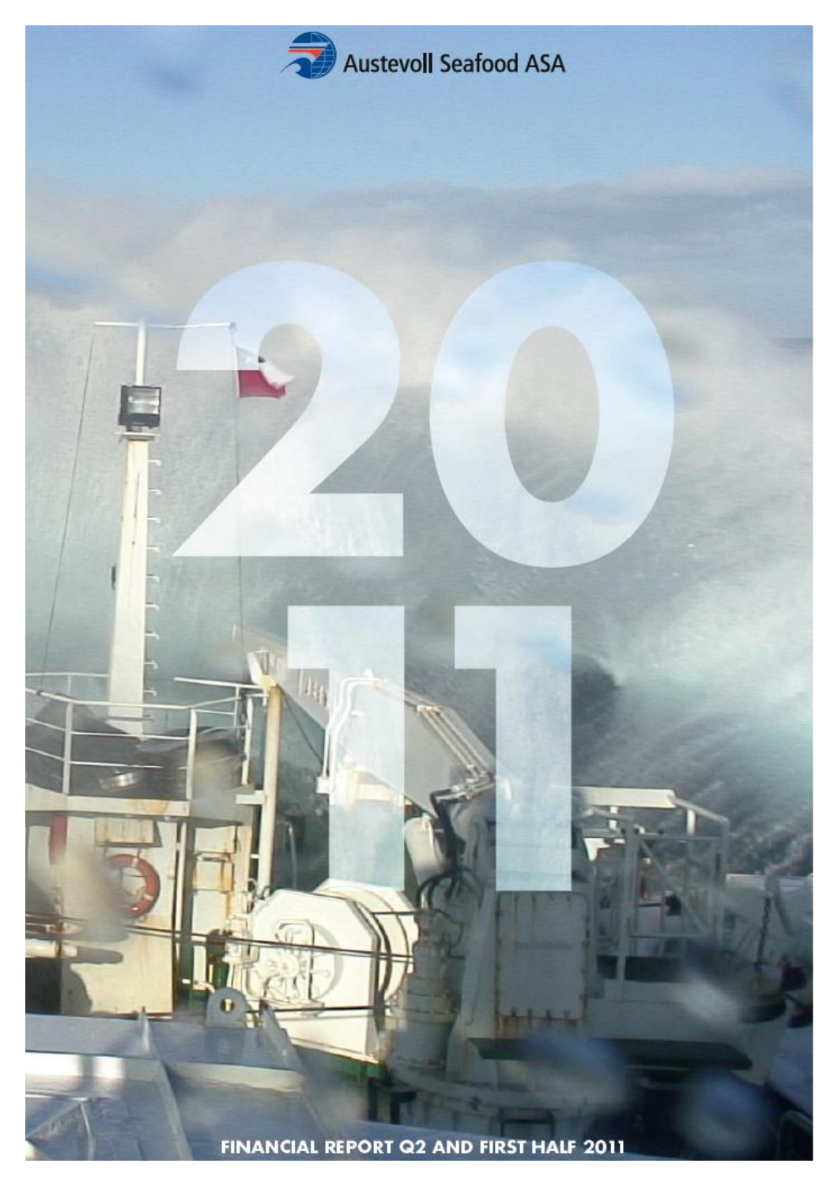Austevoll Seafood ASA

# 2011

FINANCIAL REPORT Q2 AND FIRST HALF 2011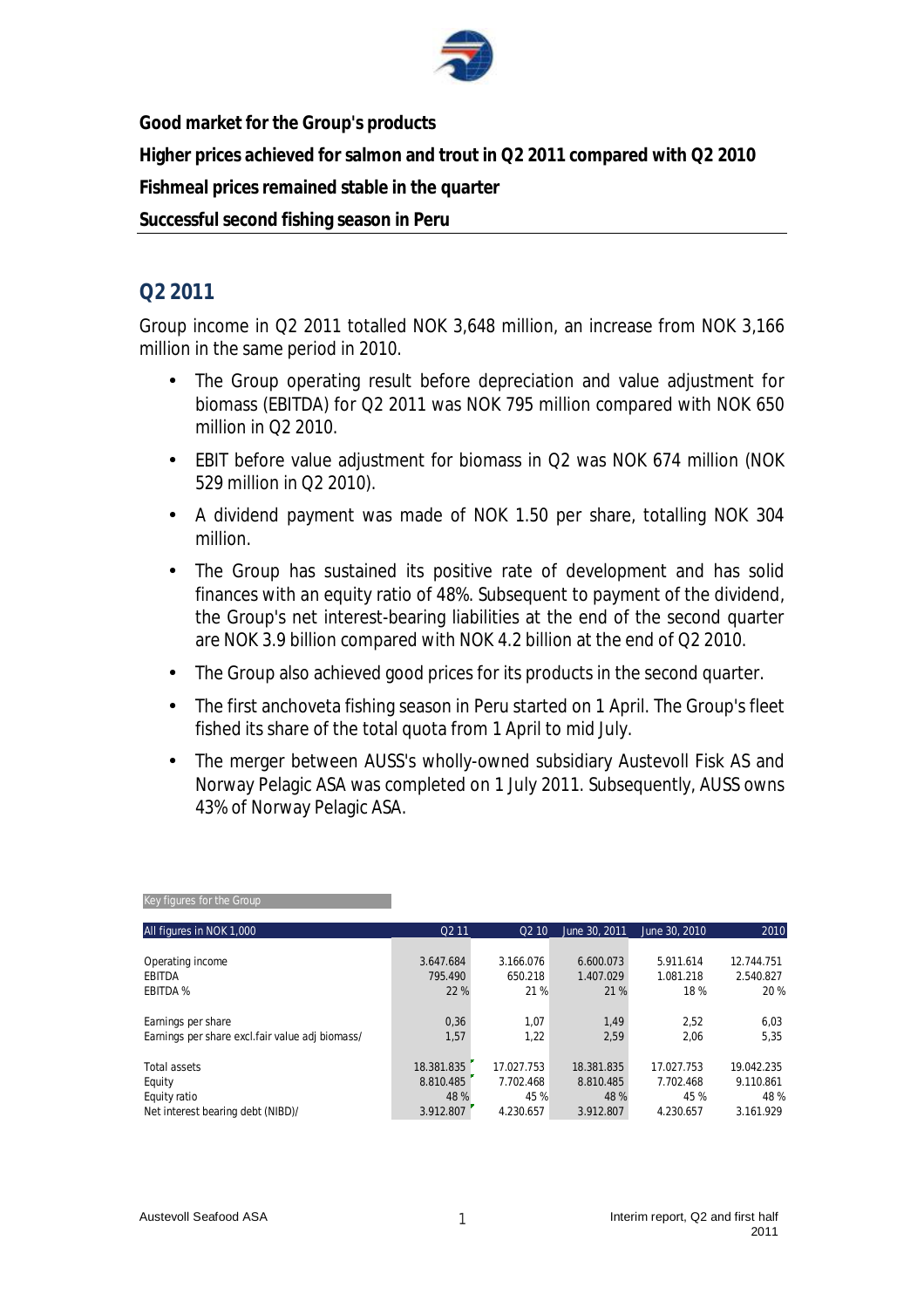**Good market for the Group's products**

**Higher prices achieved for salmon and trout in Q2 2011 compared with Q2 2010**

**Fishmeal prices remained stable in the quarter**

**Successful second fishing season in Peru**

## Q2 2011

Group income in Q2 2011 totalled NOK 3,648 million, an increase from NOK 3,166 million in the same period in 2010.

- The Group operating result before depreciation and value adjustment for biomass (EBITDA) for Q2 2011 was NOK 795 million compared with NOK 650 million in Q2 2010.
- EBIT before value adjustment for biomass in Q2 was NOK 674 million (NOK 529 million in Q2 2010).
- A dividend payment was made of NOK 1.50 per share, totalling NOK 304 million.
- The Group has sustained its positive rate of development and has solid finances with an equity ratio of 48%. Subsequent to payment of the dividend, the Group's net interest-bearing liabilities at the end of the second quarter are NOK 3.9 billion compared with NOK 4.2 billion at the end of Q2 2010.
- The Group also achieved good prices for its products in the second quarter.
- The first anchoveta fishing season in Peru started on 1 April. The Group's fleet fished its share of the total quota from 1 April to mid July.
- The merger between AUSS's wholly-owned subsidiary Austevoll Fisk AS and Norway Pelagic ASA was completed on 1 July 2011. Subsequently, AUSS owns 43% of Norway Pelagic ASA.

Key figures for the Group

| All figures in NOK 1,000 | Q2 11 | Q2 10 | June 30, 2011 | June 30, 2010 | 2010 |
|---|---|---|---|---|---|
| Operating income | 3.647.684 | 3.166.076 | 6.600.073 | 5.911.614 | 12.744.751 |
| EBITDA | 795.490 | 650.218 | 1.407.029 | 1.081.218 | 2.540.827 |
| EBITDA % | 22 % | 21 % | 21 % | 18 % | 20 % |
| Earnings per share | 0,36 | 1,07 | 1,49 | 2,52 | 6,03 |
| Earnings per share excl.fair value adj biomass/ | 1,57 | 1,22 | 2,59 | 2,06 | 5,35 |
| Total assets | 18.381.835 | 17.027.753 | 18.381.835 | 17.027.753 | 19.042.235 |
| Equity | 8.810.485 | 7.702.468 | 8.810.485 | 7.702.468 | 9.110.861 |
| Equity ratio | 48 % | 45 % | 48 % | 45 % | 48 % |
| Net interest bearing debt (NIBD)/ | 3.912.807 | 4.230.657 | 3.912.807 | 4.230.657 | 3.161.929 |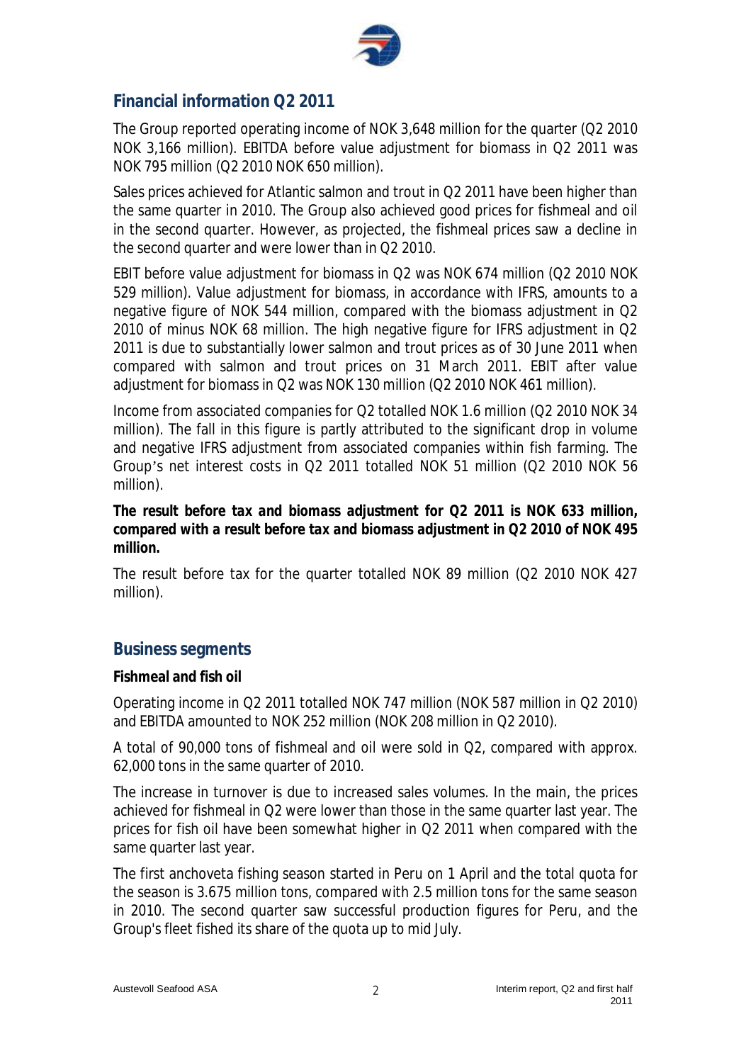## Financial information Q2 2011

The Group reported operating income of NOK 3,648 million for the quarter (Q2 2010 NOK 3,166 million). EBITDA before value adjustment for biomass in Q2 2011 was NOK 795 million (Q2 2010 NOK 650 million).

Sales prices achieved for Atlantic salmon and trout in Q2 2011 have been higher than the same quarter in 2010. The Group also achieved good prices for fishmeal and oil in the second quarter. However, as projected, the fishmeal prices saw a decline in the second quarter and were lower than in Q2 2010.

EBIT before value adjustment for biomass in Q2 was NOK 674 million (Q2 2010 NOK 529 million). Value adjustment for biomass, in accordance with IFRS, amounts to a negative figure of NOK 544 million, compared with the biomass adjustment in Q2 2010 of minus NOK 68 million. The high negative figure for IFRS adjustment in Q2 2011 is due to substantially lower salmon and trout prices as of 30 June 2011 when compared with salmon and trout prices on 31 March 2011. EBIT after value adjustment for biomass in Q2 was NOK 130 million (Q2 2010 NOK 461 million).

Income from associated companies for Q2 totalled NOK 1.6 million (Q2 2010 NOK 34 million). The fall in this figure is partly attributed to the significant drop in volume and negative IFRS adjustment from associated companies within fish farming. The Group's net interest costs in Q2 2011 totalled NOK 51 million (Q2 2010 NOK 56 million).

**The result before tax and biomass adjustment for Q2 2011 is NOK 633 million, compared with a result before tax and biomass adjustment in Q2 2010 of NOK 495 million.**

The result before tax for the quarter totalled NOK 89 million (Q2 2010 NOK 427 million).

## Business segments

**Fishmeal and fish oil**

Operating income in Q2 2011 totalled NOK 747 million (NOK 587 million in Q2 2010) and EBITDA amounted to NOK 252 million (NOK 208 million in Q2 2010).

A total of 90,000 tons of fishmeal and oil were sold in Q2, compared with approx. 62,000 tons in the same quarter of 2010.

The increase in turnover is due to increased sales volumes. In the main, the prices achieved for fishmeal in Q2 were lower than those in the same quarter last year. The prices for fish oil have been somewhat higher in Q2 2011 when compared with the same quarter last year.

The first anchoveta fishing season started in Peru on 1 April and the total quota for the season is 3.675 million tons, compared with 2.5 million tons for the same season in 2010. The second quarter saw successful production figures for Peru, and the Group's fleet fished its share of the quota up to mid July.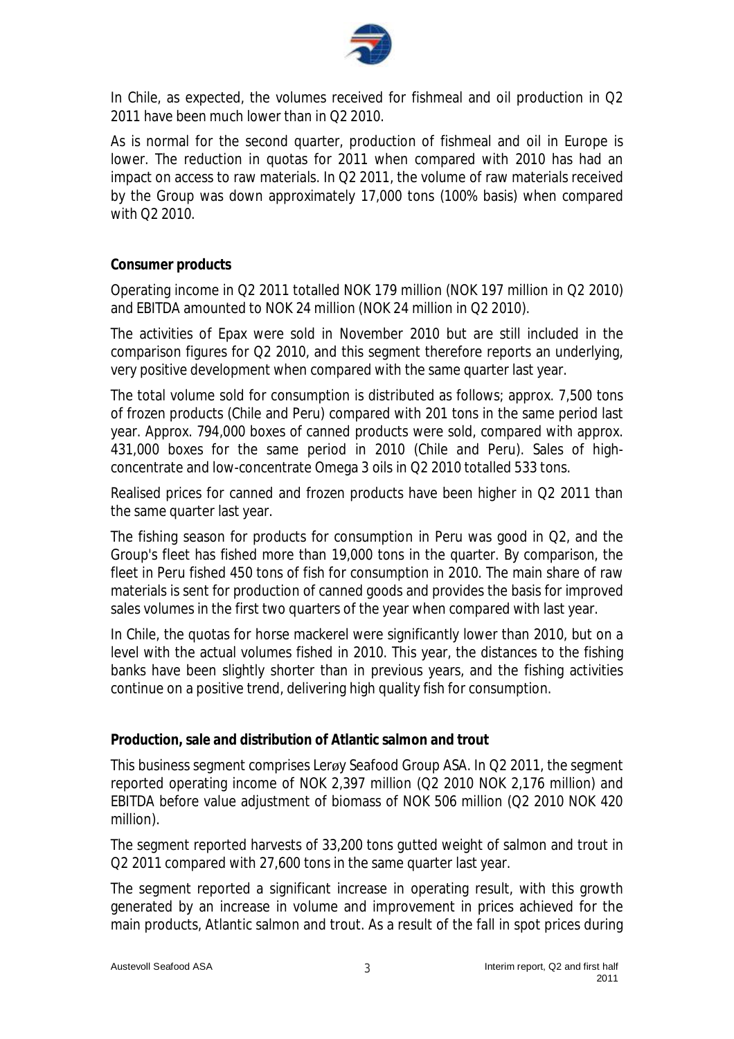In Chile, as expected, the volumes received for fishmeal and oil production in Q2 2011 have been much lower than in Q2 2010.

As is normal for the second quarter, production of fishmeal and oil in Europe is lower. The reduction in quotas for 2011 when compared with 2010 has had an impact on access to raw materials. In Q2 2011, the volume of raw materials received by the Group was down approximately 17,000 tons (100% basis) when compared with Q2 2010.

**Consumer products**

Operating income in Q2 2011 totalled NOK 179 million (NOK 197 million in Q2 2010) and EBITDA amounted to NOK 24 million (NOK 24 million in Q2 2010).

The activities of Epax were sold in November 2010 but are still included in the comparison figures for Q2 2010, and this segment therefore reports an underlying, very positive development when compared with the same quarter last year.

The total volume sold for consumption is distributed as follows; approx. 7,500 tons of frozen products (Chile and Peru) compared with 201 tons in the same period last year. Approx. 794,000 boxes of canned products were sold, compared with approx. 431,000 boxes for the same period in 2010 (Chile and Peru). Sales of high-concentrate and low-concentrate Omega 3 oils in Q2 2010 totalled 533 tons.

Realised prices for canned and frozen products have been higher in Q2 2011 than the same quarter last year.

The fishing season for products for consumption in Peru was good in Q2, and the Group's fleet has fished more than 19,000 tons in the quarter. By comparison, the fleet in Peru fished 450 tons of fish for consumption in 2010. The main share of raw materials is sent for production of canned goods and provides the basis for improved sales volumes in the first two quarters of the year when compared with last year.

In Chile, the quotas for horse mackerel were significantly lower than 2010, but on a level with the actual volumes fished in 2010. This year, the distances to the fishing banks have been slightly shorter than in previous years, and the fishing activities continue on a positive trend, delivering high quality fish for consumption.

**Production, sale and distribution of Atlantic salmon and trout**

This business segment comprises Lerøy Seafood Group ASA. In Q2 2011, the segment reported operating income of NOK 2,397 million (Q2 2010 NOK 2,176 million) and EBITDA before value adjustment of biomass of NOK 506 million (Q2 2010 NOK 420 million).

The segment reported harvests of 33,200 tons gutted weight of salmon and trout in Q2 2011 compared with 27,600 tons in the same quarter last year.

The segment reported a significant increase in operating result, with this growth generated by an increase in volume and improvement in prices achieved for the main products, Atlantic salmon and trout. As a result of the fall in spot prices during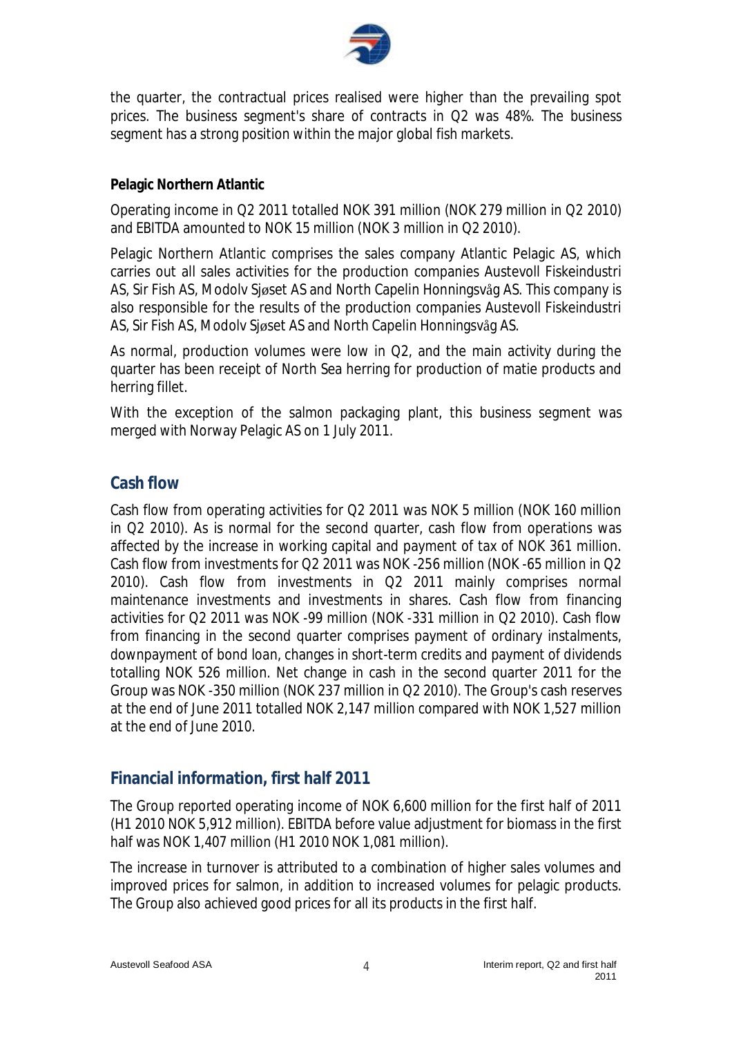the quarter, the contractual prices realised were higher than the prevailing spot prices. The business segment's share of contracts in Q2 was 48%. The business segment has a strong position within the major global fish markets.

**Pelagic Northern Atlantic**

Operating income in Q2 2011 totalled NOK 391 million (NOK 279 million in Q2 2010) and EBITDA amounted to NOK 15 million (NOK 3 million in Q2 2010).

Pelagic Northern Atlantic comprises the sales company Atlantic Pelagic AS, which carries out all sales activities for the production companies Austevoll Fiskeindustri AS, Sir Fish AS, Modolv Sjøset AS and North Capelin Honningsvåg AS. This company is also responsible for the results of the production companies Austevoll Fiskeindustri AS, Sir Fish AS, Modolv Sjøset AS and North Capelin Honningsvåg AS.

As normal, production volumes were low in Q2, and the main activity during the quarter has been receipt of North Sea herring for production of matie products and herring fillet.

With the exception of the salmon packaging plant, this business segment was merged with Norway Pelagic AS on 1 July 2011.

## Cash flow

Cash flow from operating activities for Q2 2011 was NOK 5 million (NOK 160 million in Q2 2010). As is normal for the second quarter, cash flow from operations was affected by the increase in working capital and payment of tax of NOK 361 million. Cash flow from investments for Q2 2011 was NOK -256 million (NOK -65 million in Q2 2010). Cash flow from investments in Q2 2011 mainly comprises normal maintenance investments and investments in shares. Cash flow from financing activities for Q2 2011 was NOK -99 million (NOK -331 million in Q2 2010). Cash flow from financing in the second quarter comprises payment of ordinary instalments, downpayment of bond loan, changes in short-term credits and payment of dividends totalling NOK 526 million. Net change in cash in the second quarter 2011 for the Group was NOK -350 million (NOK 237 million in Q2 2010). The Group's cash reserves at the end of June 2011 totalled NOK 2,147 million compared with NOK 1,527 million at the end of June 2010.

## Financial information, first half 2011

The Group reported operating income of NOK 6,600 million for the first half of 2011 (H1 2010 NOK 5,912 million). EBITDA before value adjustment for biomass in the first half was NOK 1,407 million (H1 2010 NOK 1,081 million).

The increase in turnover is attributed to a combination of higher sales volumes and improved prices for salmon, in addition to increased volumes for pelagic products. The Group also achieved good prices for all its products in the first half.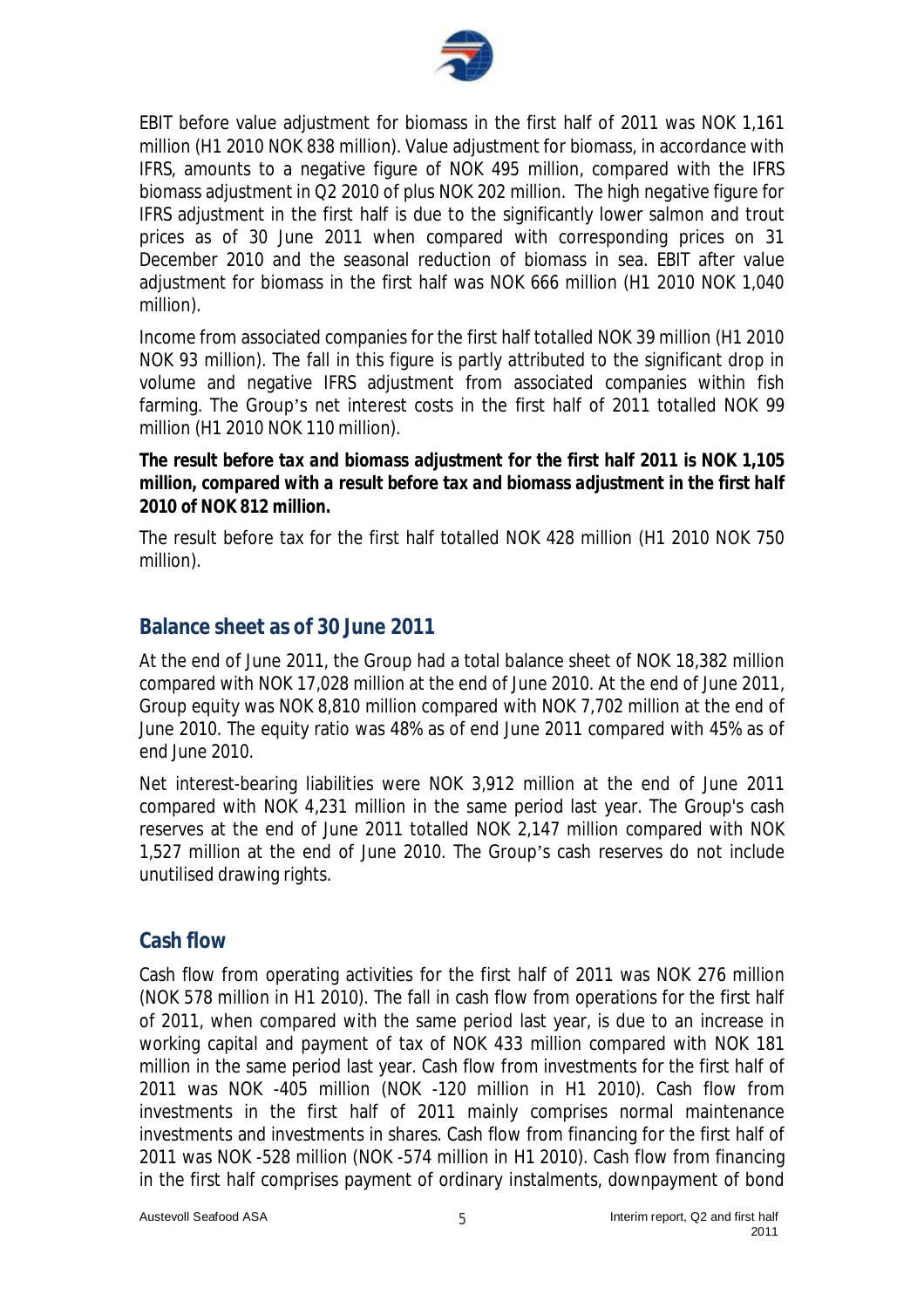EBIT before value adjustment for biomass in the first half of 2011 was NOK 1,161 million (H1 2010 NOK 838 million). Value adjustment for biomass, in accordance with IFRS, amounts to a negative figure of NOK 495 million, compared with the IFRS biomass adjustment in Q2 2010 of plus NOK 202 million. The high negative figure for IFRS adjustment in the first half is due to the significantly lower salmon and trout prices as of 30 June 2011 when compared with corresponding prices on 31 December 2010 and the seasonal reduction of biomass in sea. EBIT after value adjustment for biomass in the first half was NOK 666 million (H1 2010 NOK 1,040 million).

Income from associated companies for the first half totalled NOK 39 million (H1 2010 NOK 93 million). The fall in this figure is partly attributed to the significant drop in volume and negative IFRS adjustment from associated companies within fish farming. The Group's net interest costs in the first half of 2011 totalled NOK 99 million (H1 2010 NOK 110 million).

***The result before tax and biomass adjustment for the first half 2011 is NOK 1,105 million, compared with a result before tax and biomass adjustment in the first half 2010 of NOK 812 million.***

The result before tax for the first half totalled NOK 428 million (H1 2010 NOK 750 million).

## Balance sheet as of 30 June 2011

At the end of June 2011, the Group had a total balance sheet of NOK 18,382 million compared with NOK 17,028 million at the end of June 2010. At the end of June 2011, Group equity was NOK 8,810 million compared with NOK 7,702 million at the end of June 2010. The equity ratio was 48% as of end June 2011 compared with 45% as of end June 2010.

Net interest-bearing liabilities were NOK 3,912 million at the end of June 2011 compared with NOK 4,231 million in the same period last year. The Group's cash reserves at the end of June 2011 totalled NOK 2,147 million compared with NOK 1,527 million at the end of June 2010. The Group's cash reserves do not include unutilised drawing rights.

## Cash flow

Cash flow from operating activities for the first half of 2011 was NOK 276 million (NOK 578 million in H1 2010). The fall in cash flow from operations for the first half of 2011, when compared with the same period last year, is due to an increase in working capital and payment of tax of NOK 433 million compared with NOK 181 million in the same period last year. Cash flow from investments for the first half of 2011 was NOK -405 million (NOK -120 million in H1 2010). Cash flow from investments in the first half of 2011 mainly comprises normal maintenance investments and investments in shares. Cash flow from financing for the first half of 2011 was NOK -528 million (NOK -574 million in H1 2010). Cash flow from financing in the first half comprises payment of ordinary instalments, downpayment of bond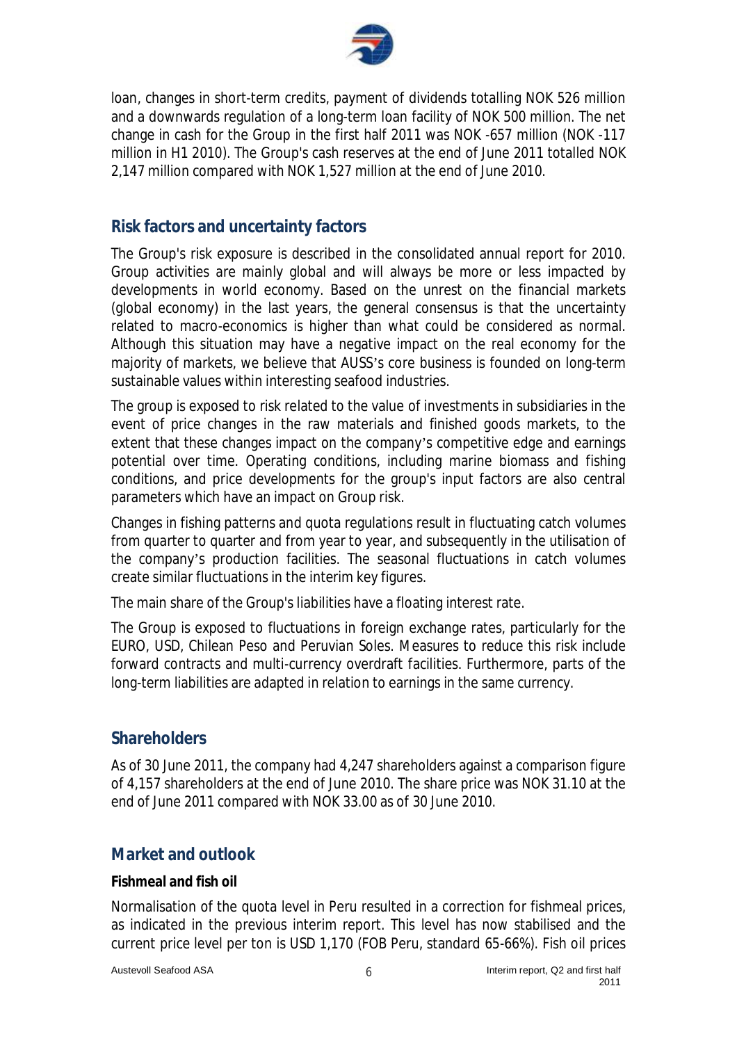loan, changes in short-term credits, payment of dividends totalling NOK 526 million and a downwards regulation of a long-term loan facility of NOK 500 million. The net change in cash for the Group in the first half 2011 was NOK -657 million (NOK -117 million in H1 2010). The Group's cash reserves at the end of June 2011 totalled NOK 2,147 million compared with NOK 1,527 million at the end of June 2010.

## Risk factors and uncertainty factors

The Group's risk exposure is described in the consolidated annual report for 2010. Group activities are mainly global and will always be more or less impacted by developments in world economy. Based on the unrest on the financial markets (global economy) in the last years, the general consensus is that the uncertainty related to macro-economics is higher than what could be considered as normal. Although this situation may have a negative impact on the real economy for the majority of markets, we believe that AUSS's core business is founded on long-term sustainable values within interesting seafood industries.

The group is exposed to risk related to the value of investments in subsidiaries in the event of price changes in the raw materials and finished goods markets, to the extent that these changes impact on the company's competitive edge and earnings potential over time. Operating conditions, including marine biomass and fishing conditions, and price developments for the group's input factors are also central parameters which have an impact on Group risk.

Changes in fishing patterns and quota regulations result in fluctuating catch volumes from quarter to quarter and from year to year, and subsequently in the utilisation of the company's production facilities. The seasonal fluctuations in catch volumes create similar fluctuations in the interim key figures.

The main share of the Group's liabilities have a floating interest rate.

The Group is exposed to fluctuations in foreign exchange rates, particularly for the EURO, USD, Chilean Peso and Peruvian Soles. Measures to reduce this risk include forward contracts and multi-currency overdraft facilities. Furthermore, parts of the long-term liabilities are adapted in relation to earnings in the same currency.

## Shareholders

As of 30 June 2011, the company had 4,247 shareholders against a comparison figure of 4,157 shareholders at the end of June 2010. The share price was NOK 31.10 at the end of June 2011 compared with NOK 33.00 as of 30 June 2010.

## Market and outlook

**Fishmeal and fish oil**

Normalisation of the quota level in Peru resulted in a correction for fishmeal prices, as indicated in the previous interim report. This level has now stabilised and the current price level per ton is USD 1,170 (FOB Peru, standard 65-66%). Fish oil prices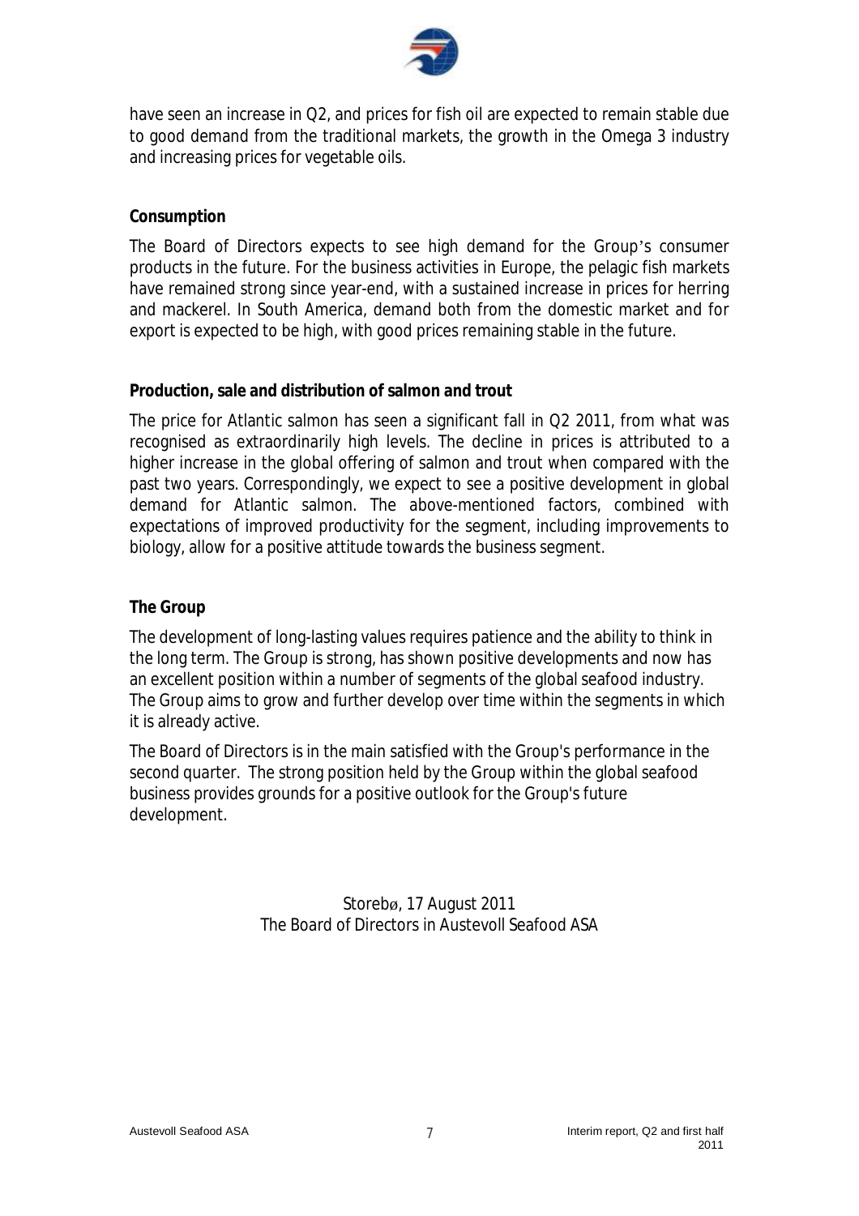have seen an increase in Q2, and prices for fish oil are expected to remain stable due to good demand from the traditional markets, the growth in the Omega 3 industry and increasing prices for vegetable oils.

**Consumption**

The Board of Directors expects to see high demand for the Group's consumer products in the future. For the business activities in Europe, the pelagic fish markets have remained strong since year-end, with a sustained increase in prices for herring and mackerel. In South America, demand both from the domestic market and for export is expected to be high, with good prices remaining stable in the future.

**Production, sale and distribution of salmon and trout**

The price for Atlantic salmon has seen a significant fall in Q2 2011, from what was recognised as extraordinarily high levels. The decline in prices is attributed to a higher increase in the global offering of salmon and trout when compared with the past two years. Correspondingly, we expect to see a positive development in global demand for Atlantic salmon. The above-mentioned factors, combined with expectations of improved productivity for the segment, including improvements to biology, allow for a positive attitude towards the business segment.

**The Group**

The development of long-lasting values requires patience and the ability to think in the long term. The Group is strong, has shown positive developments and now has an excellent position within a number of segments of the global seafood industry. The Group aims to grow and further develop over time within the segments in which it is already active.

The Board of Directors is in the main satisfied with the Group's performance in the second quarter. The strong position held by the Group within the global seafood business provides grounds for a positive outlook for the Group's future development.

Storebø, 17 August 2011
The Board of Directors in Austevoll Seafood ASA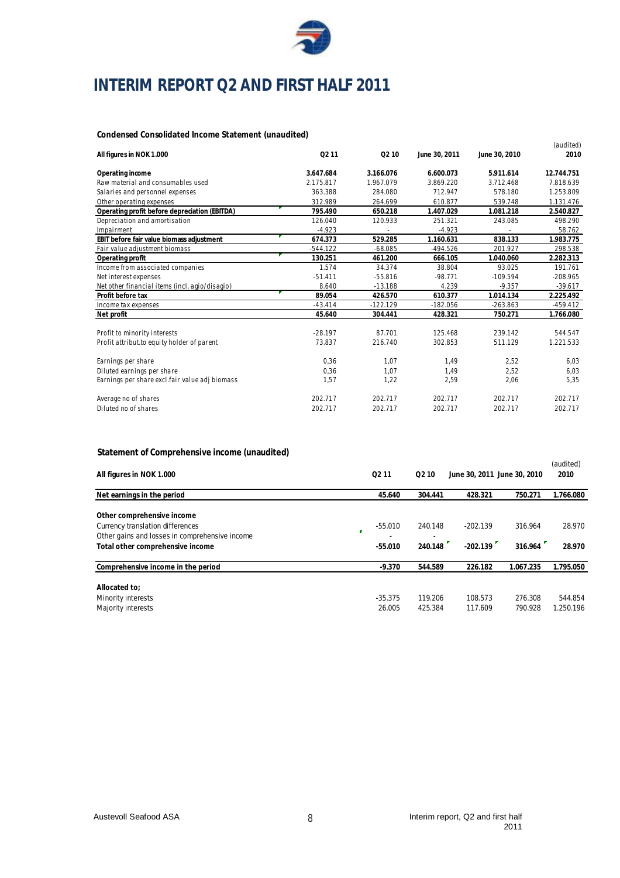# INTERIM REPORT Q2 AND FIRST HALF 2011

**Condensed Consolidated Income Statement (unaudited)**

| All figures in NOK 1.000 | Q2 11 | Q2 10 | June 30, 2011 | June 30, 2010 | (audited) 2010 |
|---|---|---|---|---|---|
| **Operating income** | **3.647.684** | **3.166.076** | **6.600.073** | **5.911.614** | **12.744.751** |
| Raw material and consumables used | 2.175.817 | 1.967.079 | 3.869.220 | 3.712.468 | 7.818.639 |
| Salaries and personnel expenses | 363.388 | 284.080 | 712.947 | 578.180 | 1.253.809 |
| Other operating expenses | 312.989 | 264.699 | 610.877 | 539.748 | 1.131.476 |
| **Operating profit before depreciation (EBITDA)** | **795.490** | **650.218** | **1.407.029** | **1.081.218** | **2.540.827** |
| Depreciation and amortisation | 126.040 | 120.933 | 251.321 | 243.085 | 498.290 |
| Impairment | -4.923 | - | -4.923 | - | 58.762 |
| **EBIT before fair value biomass adjustment** | **674.373** | **529.285** | **1.160.631** | **838.133** | **1.983.775** |
| Fair value adjustment biomass | -544.122 | -68.085 | -494.526 | 201.927 | 298.538 |
| **Operating profit** | **130.251** | **461.200** | **666.105** | **1.040.060** | **2.282.313** |
| Income from associated companies | 1.574 | 34.374 | 38.804 | 93.025 | 191.761 |
| Net interest expenses | -51.411 | -55.816 | -98.771 | -109.594 | -208.965 |
| Net other financial items (incl. agio/disagio) | 8.640 | -13.188 | 4.239 | -9.357 | -39.617 |
| **Profit before tax** | **89.054** | **426.570** | **610.377** | **1.014.134** | **2.225.492** |
| Income tax expenses | -43.414 | -122.129 | -182.056 | -263.863 | -459.412 |
| **Net profit** | **45.640** | **304.441** | **428.321** | **750.271** | **1.766.080** |
| | | | | | |
| Profit to minority interests | -28.197 | 87.701 | 125.468 | 239.142 | 544.547 |
| Profit attribut.to equity holder of parent | 73.837 | 216.740 | 302.853 | 511.129 | 1.221.533 |
| | | | | | |
| Earnings per share | 0,36 | 1,07 | 1,49 | 2,52 | 6,03 |
| Diluted earnings per share | 0,36 | 1,07 | 1,49 | 2,52 | 6,03 |
| Earnings per share excl.fair value adj biomass | 1,57 | 1,22 | 2,59 | 2,06 | 5,35 |
| | | | | | |
| Average no of shares | 202.717 | 202.717 | 202.717 | 202.717 | 202.717 |
| Diluted no of shares | 202.717 | 202.717 | 202.717 | 202.717 | 202.717 |

**Statement of Comprehensive income (unaudited)**

| All figures in NOK 1.000 | Q2 11 | Q2 10 | June 30, 2011 | June 30, 2010 | (audited) 2010 |
|---|---|---|---|---|---|
| **Net earnings in the period** | **45.640** | **304.441** | **428.321** | **750.271** | **1.766.080** |
| | | | | | |
| **Other comprehensive income** | | | | | |
| Currency translation differences | -55.010 | 240.148 | -202.139 | 316.964 | 28.970 |
| Other gains and losses in comprehensive income | - | - | | | |
| **Total other comprehensive income** | **-55.010** | **240.148** | **-202.139** | **316.964** | **28.970** |
| | | | | | |
| **Comprehensive income in the period** | **-9.370** | **544.589** | **226.182** | **1.067.235** | **1.795.050** |
| | | | | | |
| **Allocated to;** | | | | | |
| Minority interests | -35.375 | 119.206 | 108.573 | 276.308 | 544.854 |
| Majority interests | 26.005 | 425.384 | 117.609 | 790.928 | 1.250.196 |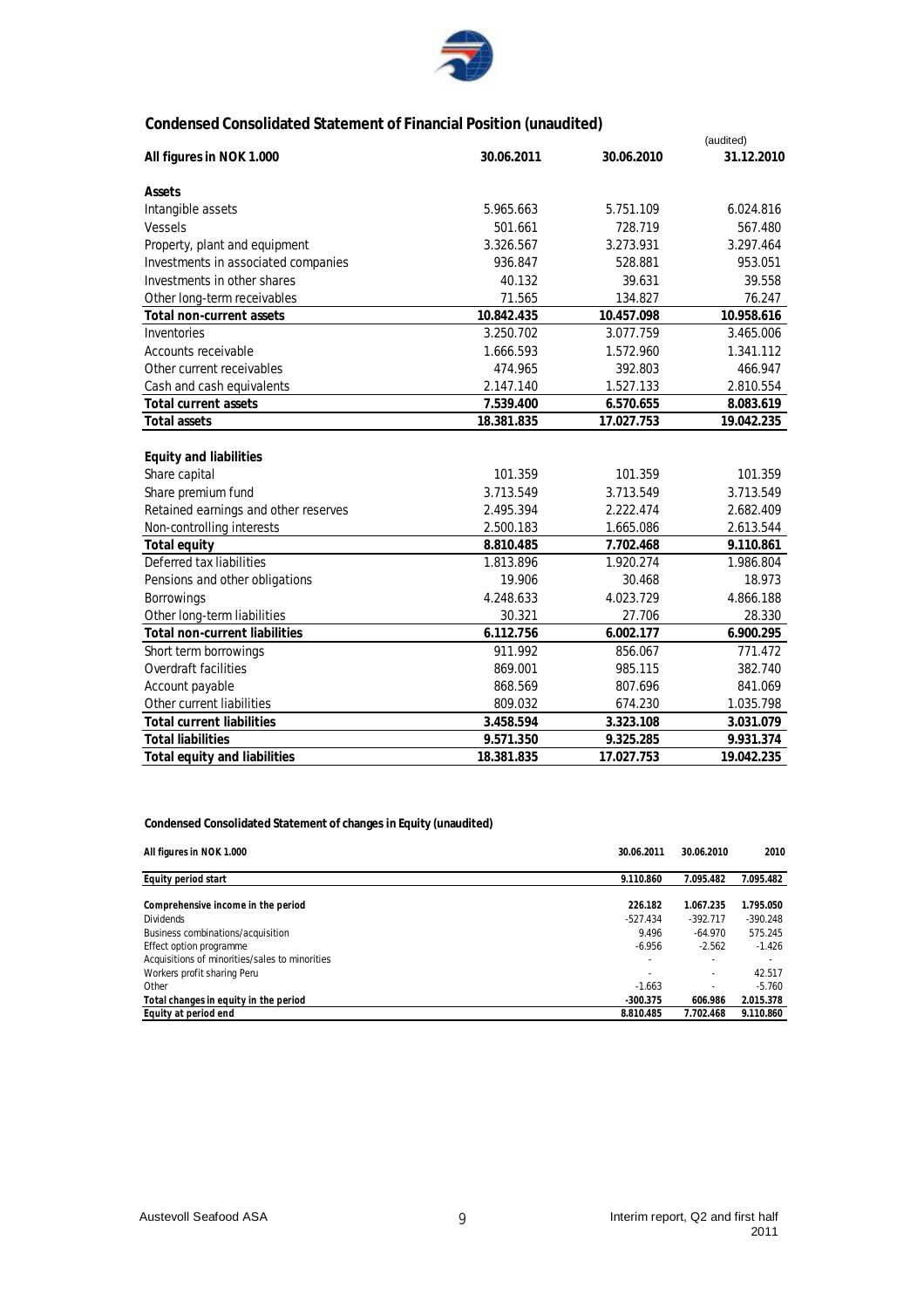## Condensed Consolidated Statement of Financial Position (unaudited)

| All figures in NOK 1.000 | 30.06.2011 | 30.06.2010 | (audited) 31.12.2010 |
|---|---|---|---|
| **Assets** | | | |
| Intangible assets | 5.965.663 | 5.751.109 | 6.024.816 |
| Vessels | 501.661 | 728.719 | 567.480 |
| Property, plant and equipment | 3.326.567 | 3.273.931 | 3.297.464 |
| Investments in associated companies | 936.847 | 528.881 | 953.051 |
| Investments in other shares | 40.132 | 39.631 | 39.558 |
| Other long-term receivables | 71.565 | 134.827 | 76.247 |
| **Total non-current assets** | **10.842.435** | **10.457.098** | **10.958.616** |
| Inventories | 3.250.702 | 3.077.759 | 3.465.006 |
| Accounts receivable | 1.666.593 | 1.572.960 | 1.341.112 |
| Other current receivables | 474.965 | 392.803 | 466.947 |
| Cash and cash equivalents | 2.147.140 | 1.527.133 | 2.810.554 |
| **Total current assets** | **7.539.400** | **6.570.655** | **8.083.619** |
| **Total assets** | **18.381.835** | **17.027.753** | **19.042.235** |
| | | | |
| **Equity and liabilities** | | | |
| Share capital | 101.359 | 101.359 | 101.359 |
| Share premium fund | 3.713.549 | 3.713.549 | 3.713.549 |
| Retained earnings and other reserves | 2.495.394 | 2.222.474 | 2.682.409 |
| Non-controlling interests | 2.500.183 | 1.665.086 | 2.613.544 |
| **Total equity** | **8.810.485** | **7.702.468** | **9.110.861** |
| Deferred tax liabilities | 1.813.896 | 1.920.274 | 1.986.804 |
| Pensions and other obligations | 19.906 | 30.468 | 18.973 |
| Borrowings | 4.248.633 | 4.023.729 | 4.866.188 |
| Other long-term liabilities | 30.321 | 27.706 | 28.330 |
| **Total non-current liabilities** | **6.112.756** | **6.002.177** | **6.900.295** |
| Short term borrowings | 911.992 | 856.067 | 771.472 |
| Overdraft facilities | 869.001 | 985.115 | 382.740 |
| Account payable | 868.569 | 807.696 | 841.069 |
| Other current liabilities | 809.032 | 674.230 | 1.035.798 |
| **Total current liabilities** | **3.458.594** | **3.323.108** | **3.031.079** |
| **Total liabilities** | **9.571.350** | **9.325.285** | **9.931.374** |
| **Total equity and liabilities** | **18.381.835** | **17.027.753** | **19.042.235** |

**Condensed Consolidated Statement of changes in Equity (unaudited)**

| All figures in NOK 1.000 | 30.06.2011 | 30.06.2010 | 2010 |
|---|---|---|---|
| **Equity period start** | **9.110.860** | **7.095.482** | **7.095.482** |
| | | | |
| **Comprehensive income in the period** | **226.182** | **1.067.235** | **1.795.050** |
| Dividends | -527.434 | -392.717 | -390.248 |
| Business combinations/acquisition | 9.496 | -64.970 | 575.245 |
| Effect option programme | -6.956 | -2.562 | -1.426 |
| Acquisitions of minorities/sales to minorities | - | - | - |
| Workers profit sharing Peru | - | - | 42.517 |
| Other | -1.663 | - | -5.760 |
| **Total changes in equity in the period** | **-300.375** | **606.986** | **2.015.378** |
| **Equity at period end** | **8.810.485** | **7.702.468** | **9.110.860** |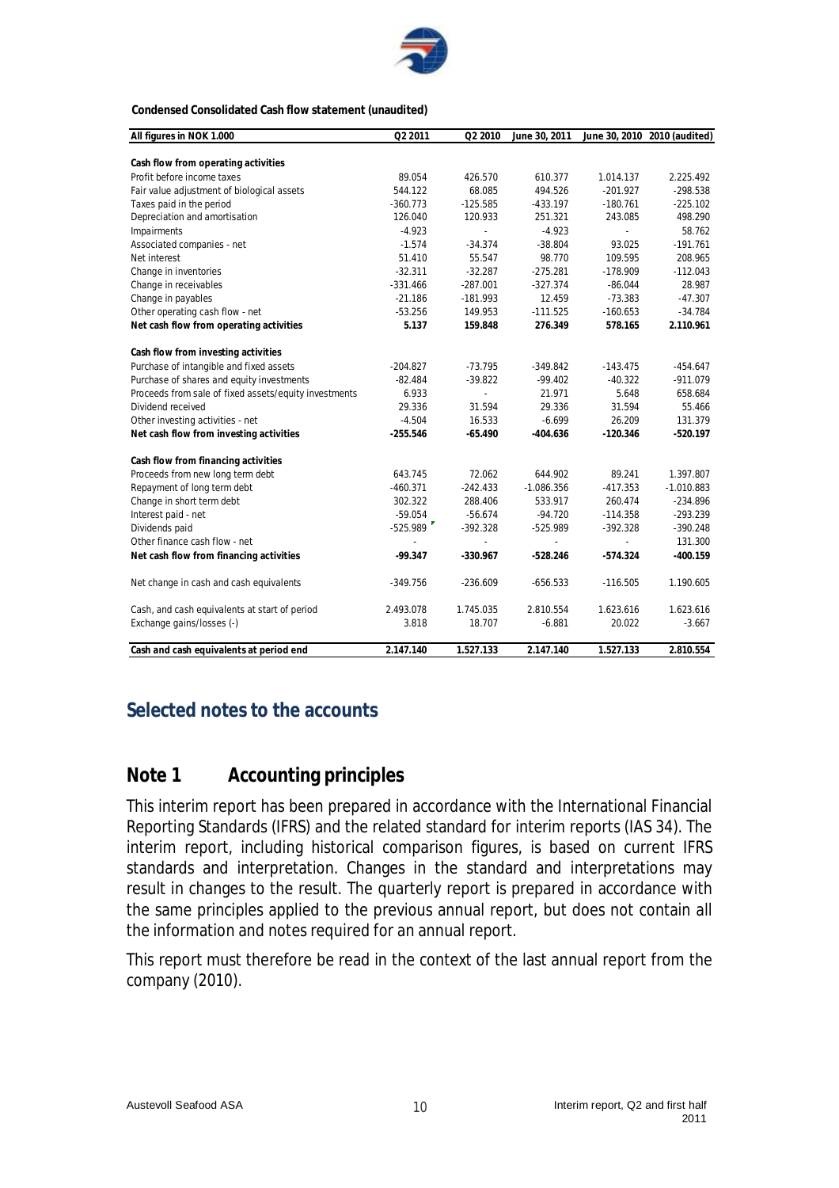**Condensed Consolidated Cash flow statement (unaudited)**

| All figures in NOK 1.000 | Q2 2011 | Q2 2010 | June 30, 2011 | June 30, 2010 | 2010 (audited) |
|---|---|---|---|---|---|
| **Cash flow from operating activities** | | | | | |
| Profit before income taxes | 89.054 | 426.570 | 610.377 | 1.014.137 | 2.225.492 |
| Fair value adjustment of biological assets | 544.122 | 68.085 | 494.526 | -201.927 | -298.538 |
| Taxes paid in the period | -360.773 | -125.585 | -433.197 | -180.761 | -225.102 |
| Depreciation and amortisation | 126.040 | 120.933 | 251.321 | 243.085 | 498.290 |
| Impairments | -4.923 | - | -4.923 | - | 58.762 |
| Associated companies - net | -1.574 | -34.374 | -38.804 | 93.025 | -191.761 |
| Net interest | 51.410 | 55.547 | 98.770 | 109.595 | 208.965 |
| Change in inventories | -32.311 | -32.287 | -275.281 | -178.909 | -112.043 |
| Change in receivables | -331.466 | -287.001 | -327.374 | -86.044 | 28.987 |
| Change in payables | -21.186 | -181.993 | 12.459 | -73.383 | -47.307 |
| Other operating cash flow - net | -53.256 | 149.953 | -111.525 | -160.653 | -34.784 |
| **Net cash flow from operating activities** | **5.137** | **159.848** | **276.349** | **578.165** | **2.110.961** |
| **Cash flow from investing activities** | | | | | |
| Purchase of intangible and fixed assets | -204.827 | -73.795 | -349.842 | -143.475 | -454.647 |
| Purchase of shares and equity investments | -82.484 | -39.822 | -99.402 | -40.322 | -911.079 |
| Proceeds from sale of fixed assets/equity investments | 6.933 | - | 21.971 | 5.648 | 658.684 |
| Dividend received | 29.336 | 31.594 | 29.336 | 31.594 | 55.466 |
| Other investing activities - net | -4.504 | 16.533 | -6.699 | 26.209 | 131.379 |
| **Net cash flow from investing activities** | **-255.546** | **-65.490** | **-404.636** | **-120.346** | **-520.197** |
| **Cash flow from financing activities** | | | | | |
| Proceeds from new long term debt | 643.745 | 72.062 | 644.902 | 89.241 | 1.397.807 |
| Repayment of long term debt | -460.371 | -242.433 | -1.086.356 | -417.353 | -1.010.883 |
| Change in short term debt | 302.322 | 288.406 | 533.917 | 260.474 | -234.896 |
| Interest paid - net | -59.054 | -56.674 | -94.720 | -114.358 | -293.239 |
| Dividends paid | -525.989 | -392.328 | -525.989 | -392.328 | -390.248 |
| Other finance cash flow - net | - | - | - | - | 131.300 |
| **Net cash flow from financing activities** | **-99.347** | **-330.967** | **-528.246** | **-574.324** | **-400.159** |
| Net change in cash and cash equivalents | -349.756 | -236.609 | -656.533 | -116.505 | 1.190.605 |
| Cash, and cash equivalents at start of period | 2.493.078 | 1.745.035 | 2.810.554 | 1.623.616 | 1.623.616 |
| Exchange gains/losses (-) | 3.818 | 18.707 | -6.881 | 20.022 | -3.667 |
| **Cash and cash equivalents at period end** | **2.147.140** | **1.527.133** | **2.147.140** | **1.527.133** | **2.810.554** |

## Selected notes to the accounts

## Note 1 Accounting principles

This interim report has been prepared in accordance with the International Financial Reporting Standards (IFRS) and the related standard for interim reports (IAS 34). The interim report, including historical comparison figures, is based on current IFRS standards and interpretation. Changes in the standard and interpretations may result in changes to the result. The quarterly report is prepared in accordance with the same principles applied to the previous annual report, but does not contain all the information and notes required for an annual report.

This report must therefore be read in the context of the last annual report from the company (2010).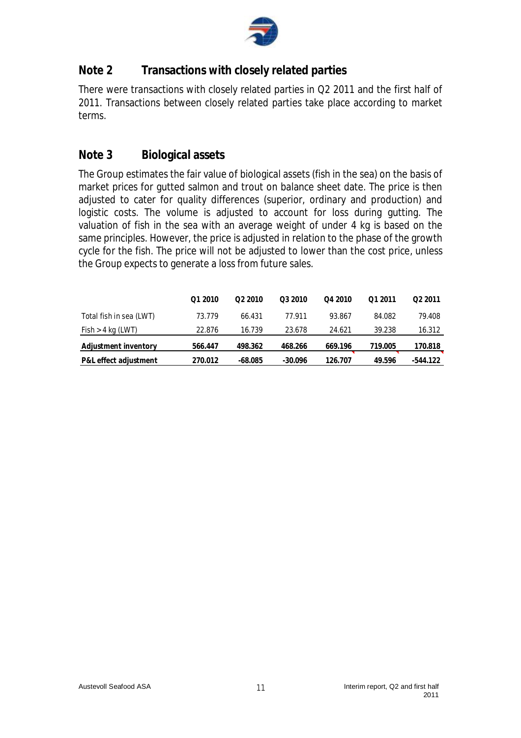## Note 2 Transactions with closely related parties

There were transactions with closely related parties in Q2 2011 and the first half of 2011. Transactions between closely related parties take place according to market terms.

## Note 3 Biological assets

The Group estimates the fair value of biological assets (fish in the sea) on the basis of market prices for gutted salmon and trout on balance sheet date. The price is then adjusted to cater for quality differences (superior, ordinary and production) and logistic costs. The volume is adjusted to account for loss during gutting. The valuation of fish in the sea with an average weight of under 4 kg is based on the same principles. However, the price is adjusted in relation to the phase of the growth cycle for the fish. The price will not be adjusted to lower than the cost price, unless the Group expects to generate a loss from future sales.

| | Q1 2010 | Q2 2010 | Q3 2010 | Q4 2010 | Q1 2011 | Q2 2011 |
|---|---|---|---|---|---|---|
| Total fish in sea (LWT) | 73.779 | 66.431 | 77.911 | 93.867 | 84.082 | 79.408 |
| Fish > 4 kg (LWT) | 22.876 | 16.739 | 23.678 | 24.621 | 39.238 | 16.312 |
| **Adjustment inventory** | **566.447** | **498.362** | **468.266** | **669.196** | **719.005** | **170.818** |
| **P&L effect adjustment** | **270.012** | **-68.085** | **-30.096** | **126.707** | **49.596** | **-544.122** |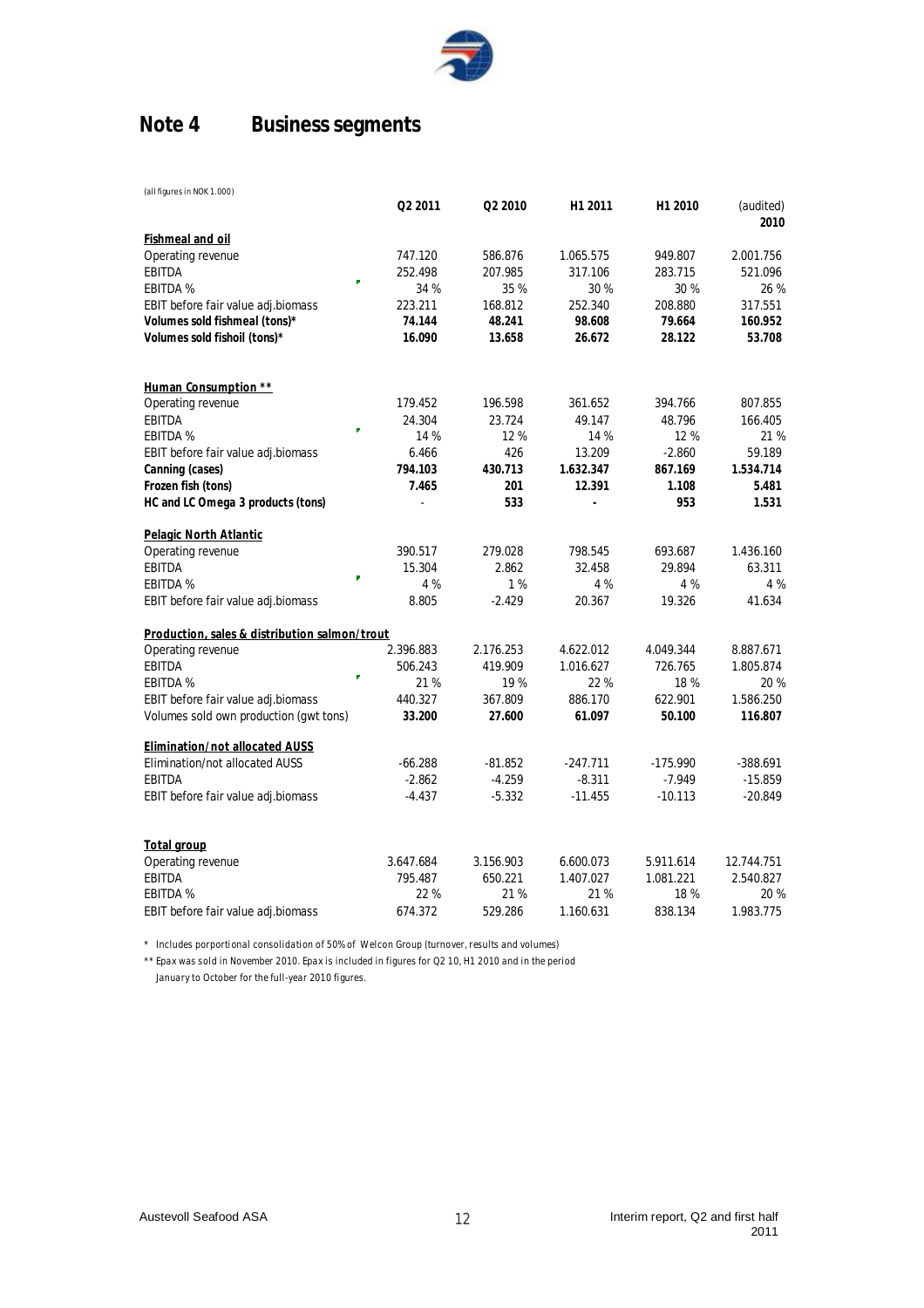# Note 4 Business segments

(all figures in NOK 1.000)

| | Q2 2011 | Q2 2010 | H1 2011 | H1 2010 | (audited) 2010 |
|---|---|---|---|---|---|
| **Fishmeal and oil** | | | | | |
| Operating revenue | 747.120 | 586.876 | 1.065.575 | 949.807 | 2.001.756 |
| EBITDA | 252.498 | 207.985 | 317.106 | 283.715 | 521.096 |
| EBITDA % | 34 % | 35 % | 30 % | 30 % | 26 % |
| EBIT before fair value adj.biomass | 223.211 | 168.812 | 252.340 | 208.880 | 317.551 |
| **Volumes sold fishmeal (tons)*** | **74.144** | **48.241** | **98.608** | **79.664** | **160.952** |
| **Volumes sold fishoil (tons)*** | **16.090** | **13.658** | **26.672** | **28.122** | **53.708** |
| **Human Consumption **** | | | | | |
| Operating revenue | 179.452 | 196.598 | 361.652 | 394.766 | 807.855 |
| EBITDA | 24.304 | 23.724 | 49.147 | 48.796 | 166.405 |
| EBITDA % | 14 % | 12 % | 14 % | 12 % | 21 % |
| EBIT before fair value adj.biomass | 6.466 | 426 | 13.209 | -2.860 | 59.189 |
| **Canning (cases)** | **794.103** | **430.713** | **1.632.347** | **867.169** | **1.534.714** |
| **Frozen fish (tons)** | **7.465** | **201** | **12.391** | **1.108** | **5.481** |
| **HC and LC Omega 3 products (tons)** | - | **533** | **-** | **953** | **1.531** |
| **Pelagic North Atlantic** | | | | | |
| Operating revenue | 390.517 | 279.028 | 798.545 | 693.687 | 1.436.160 |
| EBITDA | 15.304 | 2.862 | 32.458 | 29.894 | 63.311 |
| EBITDA % | 4 % | 1 % | 4 % | 4 % | 4 % |
| EBIT before fair value adj.biomass | 8.805 | -2.429 | 20.367 | 19.326 | 41.634 |
| **Production, sales & distribution salmon/trout** | | | | | |
| Operating revenue | 2.396.883 | 2.176.253 | 4.622.012 | 4.049.344 | 8.887.671 |
| EBITDA | 506.243 | 419.909 | 1.016.627 | 726.765 | 1.805.874 |
| EBITDA % | 21 % | 19 % | 22 % | 18 % | 20 % |
| EBIT before fair value adj.biomass | 440.327 | 367.809 | 886.170 | 622.901 | 1.586.250 |
| Volumes sold own production (gwt tons) | **33.200** | **27.600** | **61.097** | **50.100** | **116.807** |
| **Elimination/not allocated AUSS** | | | | | |
| Elimination/not allocated AUSS | -66.288 | -81.852 | -247.711 | -175.990 | -388.691 |
| EBITDA | -2.862 | -4.259 | -8.311 | -7.949 | -15.859 |
| EBIT before fair value adj.biomass | -4.437 | -5.332 | -11.455 | -10.113 | -20.849 |
| **Total group** | | | | | |
| Operating revenue | 3.647.684 | 3.156.903 | 6.600.073 | 5.911.614 | 12.744.751 |
| EBITDA | 795.487 | 650.221 | 1.407.027 | 1.081.221 | 2.540.827 |
| EBITDA % | 22 % | 21 % | 21 % | 18 % | 20 % |
| EBIT before fair value adj.biomass | 674.372 | 529.286 | 1.160.631 | 838.134 | 1.983.775 |

*\* Includes porportional consolidation of 50% of Welcon Group (turnover, results and volumes)*

*\*\* Epax was sold in November 2010. Epax is included in figures for Q2 10, H1 2010 and in the period January to October for the full-year 2010 figures.*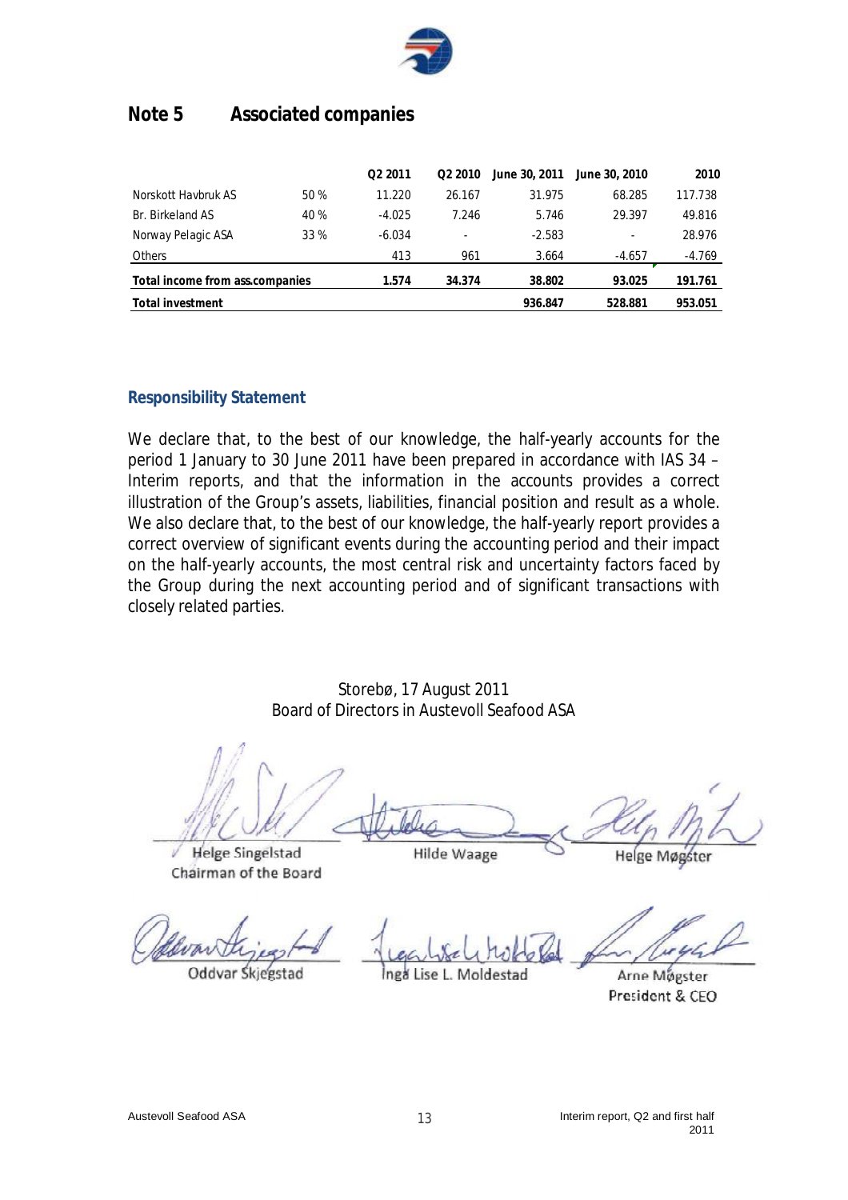## Note 5 Associated companies

| | | Q2 2011 | Q2 2010 | June 30, 2011 | June 30, 2010 | 2010 |
|---|---|---|---|---|---|---|
| Norskott Havbruk AS | 50 % | 11.220 | 26.167 | 31.975 | 68.285 | 117.738 |
| Br. Birkeland AS | 40 % | -4.025 | 7.246 | 5.746 | 29.397 | 49.816 |
| Norway Pelagic ASA | 33 % | -6.034 | - | -2.583 | - | 28.976 |
| Others | | 413 | 961 | 3.664 | -4.657 | -4.769 |
| **Total income from ass.companies** | | **1.574** | **34.374** | **38.802** | **93.025** | **191.761** |
| **Total investment** | | | | **936.847** | **528.881** | **953.051** |

### Responsibility Statement

We declare that, to the best of our knowledge, the half-yearly accounts for the period 1 January to 30 June 2011 have been prepared in accordance with IAS 34 – Interim reports, and that the information in the accounts provides a correct illustration of the Group's assets, liabilities, financial position and result as a whole. We also declare that, to the best of our knowledge, the half-yearly report provides a correct overview of significant events during the accounting period and their impact on the half-yearly accounts, the most central risk and uncertainty factors faced by the Group during the next accounting period and of significant transactions with closely related parties.

Storebø, 17 August 2011
Board of Directors in Austevoll Seafood ASA

Helge Singelstad
Chairman of the Board

Hilde Waage

Helge Møgster

Oddvar Skjegstad

Inga Lise L. Moldestad

Arne Møgster
President & CEO